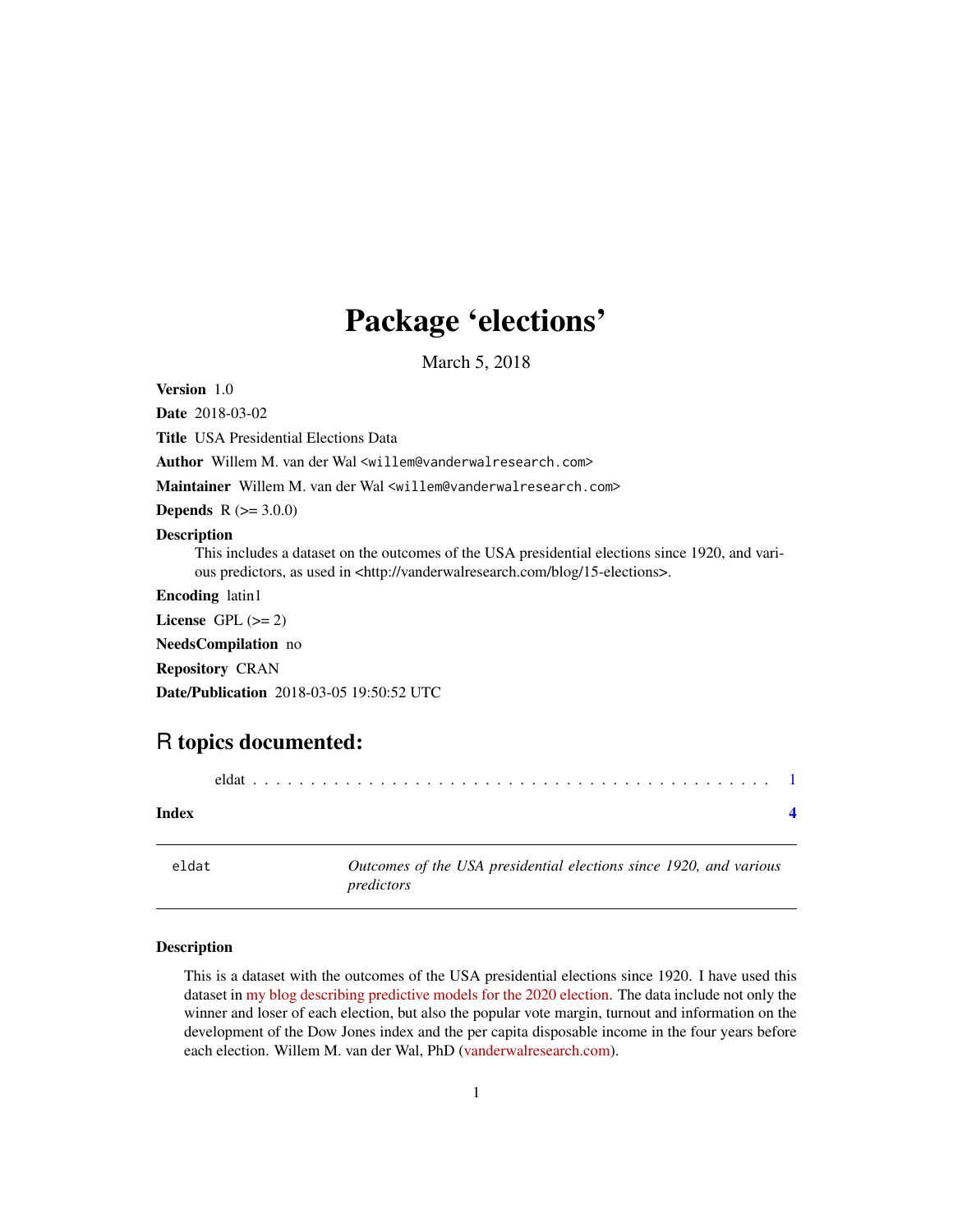# Package 'elections'

March 5, 2018

**Version** 1.0

**Date** 2018-03-02

**Title** USA Presidential Elections Data

**Author** Willem M. van der Wal <willem@vanderwalresearch.com>

**Maintainer** Willem M. van der Wal <willem@vanderwalresearch.com>

**Depends** R (>= 3.0.0)

**Description**
This includes a dataset on the outcomes of the USA presidential elections since 1920, and various predictors, as used in <http://vanderwalresearch.com/blog/15-elections>.

**Encoding** latin1

**License** GPL (>= 2)

**NeedsCompilation** no

**Repository** CRAN

**Date/Publication** 2018-03-05 19:50:52 UTC

## R topics documented:

eldat . . . . . . . . . . . . . . . . . . . . . . . . . . . . . . . . . . . . . . . . . . . . . 1

**Index** **4**

---

`eldat` *Outcomes of the USA presidential elections since 1920, and various predictors*

---

### Description

This is a dataset with the outcomes of the USA presidential elections since 1920. I have used this dataset in my blog describing predictive models for the 2020 election. The data include not only the winner and loser of each election, but also the popular vote margin, turnout and information on the development of the Dow Jones index and the per capita disposable income in the four years before each election. Willem M. van der Wal, PhD (vanderwalresearch.com).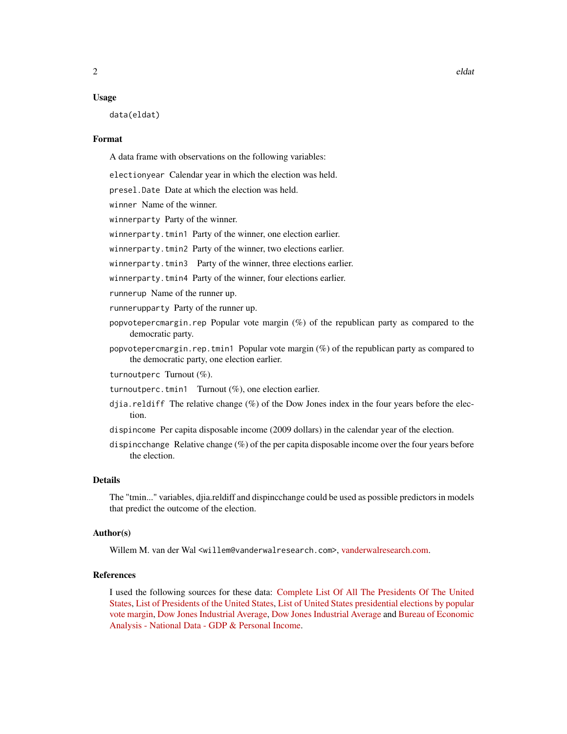## Usage

```
data(eldat)
```

## Format

A data frame with observations on the following variables:

- `electionyear` Calendar year in which the election was held.
- `presel.Date` Date at which the election was held.
- `winner` Name of the winner.
- `winnerparty` Party of the winner.
- `winnerparty.tmin1` Party of the winner, one election earlier.
- `winnerparty.tmin2` Party of the winner, two elections earlier.
- `winnerparty.tmin3` Party of the winner, three elections earlier.
- `winnerparty.tmin4` Party of the winner, four elections earlier.
- `runnerup` Name of the runner up.
- `runnerupparty` Party of the runner up.
- `popvotepercmargin.rep` Popular vote margin (%) of the republican party as compared to the democratic party.
- `popvotepercmargin.rep.tmin1` Popular vote margin (%) of the republican party as compared to the democratic party, one election earlier.
- `turnoutperc` Turnout (%).
- `turnoutperc.tmin1` Turnout (%), one election earlier.
- `djia.reldiff` The relative change (%) of the Dow Jones index in the four years before the election.
- `dispincome` Per capita disposable income (2009 dollars) in the calendar year of the election.
- `dispincchange` Relative change (%) of the per capita disposable income over the four years before the election.

## Details

The "tmin..." variables, djia.reldiff and dispincchange could be used as possible predictors in models that predict the outcome of the election.

## Author(s)

Willem M. van der Wal <willem@vanderwalresearch.com>, vanderwalresearch.com.

## References

I used the following sources for these data: Complete List Of All The Presidents Of The United States, List of Presidents of the United States, List of United States presidential elections by popular vote margin, Dow Jones Industrial Average, Dow Jones Industrial Average and Bureau of Economic Analysis - National Data - GDP & Personal Income.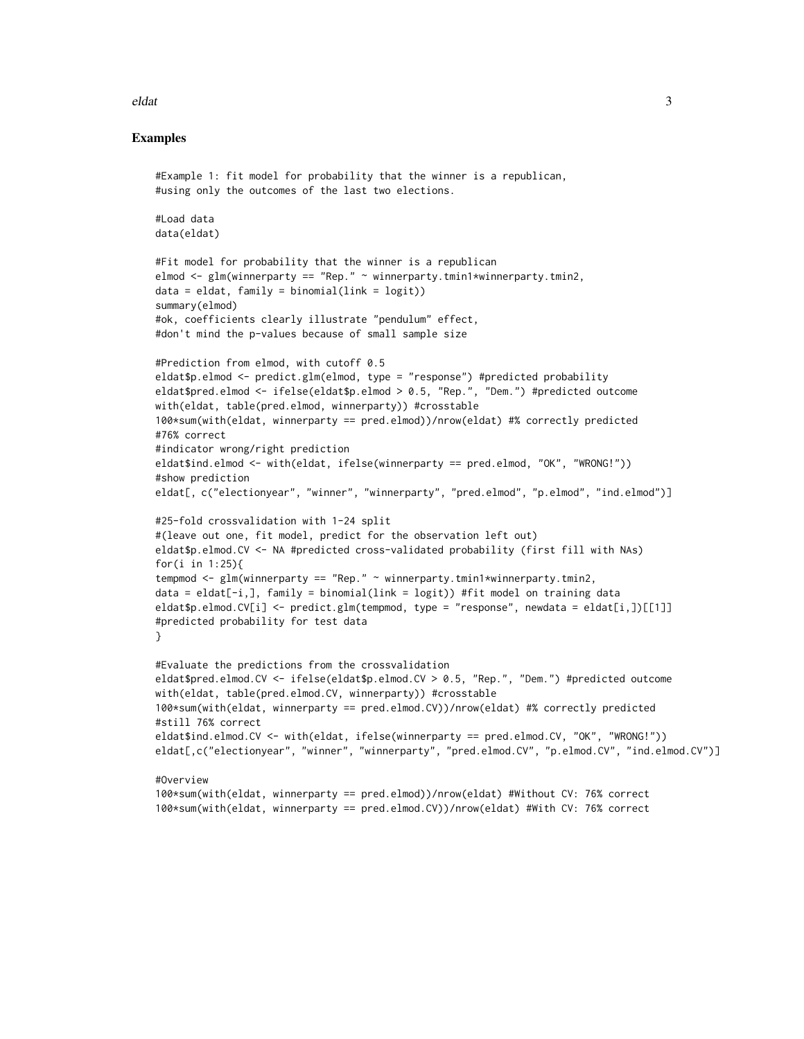## Examples

```
#Example 1: fit model for probability that the winner is a republican,
#using only the outcomes of the last two elections.

#Load data
data(eldat)

#Fit model for probability that the winner is a republican
elmod <- glm(winnerparty == "Rep." ~ winnerparty.tmin1*winnerparty.tmin2,
data = eldat, family = binomial(link = logit))
summary(elmod)
#ok, coefficients clearly illustrate "pendulum" effect,
#don't mind the p-values because of small sample size

#Prediction from elmod, with cutoff 0.5
eldat$p.elmod <- predict.glm(elmod, type = "response") #predicted probability
eldat$pred.elmod <- ifelse(eldat$p.elmod > 0.5, "Rep.", "Dem.") #predicted outcome
with(eldat, table(pred.elmod, winnerparty)) #crosstable
100*sum(with(eldat, winnerparty == pred.elmod))/nrow(eldat) #% correctly predicted
#76% correct
#indicator wrong/right prediction
eldat$ind.elmod <- with(eldat, ifelse(winnerparty == pred.elmod, "OK", "WRONG!"))
#show prediction
eldat[, c("electionyear", "winner", "winnerparty", "pred.elmod", "p.elmod", "ind.elmod")]

#25-fold crossvalidation with 1-24 split
#(leave out one, fit model, predict for the observation left out)
eldat$p.elmod.CV <- NA #predicted cross-validated probability (first fill with NAs)
for(i in 1:25){
tempmod <- glm(winnerparty == "Rep." ~ winnerparty.tmin1*winnerparty.tmin2,
data = eldat[-i,], family = binomial(link = logit)) #fit model on training data
eldat$p.elmod.CV[i] <- predict.glm(tempmod, type = "response", newdata = eldat[i,])[[1]]
#predicted probability for test data
}

#Evaluate the predictions from the crossvalidation
eldat$pred.elmod.CV <- ifelse(eldat$p.elmod.CV > 0.5, "Rep.", "Dem.") #predicted outcome
with(eldat, table(pred.elmod.CV, winnerparty)) #crosstable
100*sum(with(eldat, winnerparty == pred.elmod.CV))/nrow(eldat) #% correctly predicted
#still 76% correct
eldat$ind.elmod.CV <- with(eldat, ifelse(winnerparty == pred.elmod.CV, "OK", "WRONG!"))
eldat[,c("electionyear", "winner", "winnerparty", "pred.elmod.CV", "p.elmod.CV", "ind.elmod.CV")]

#Overview
100*sum(with(eldat, winnerparty == pred.elmod))/nrow(eldat) #Without CV: 76% correct
100*sum(with(eldat, winnerparty == pred.elmod.CV))/nrow(eldat) #With CV: 76% correct
```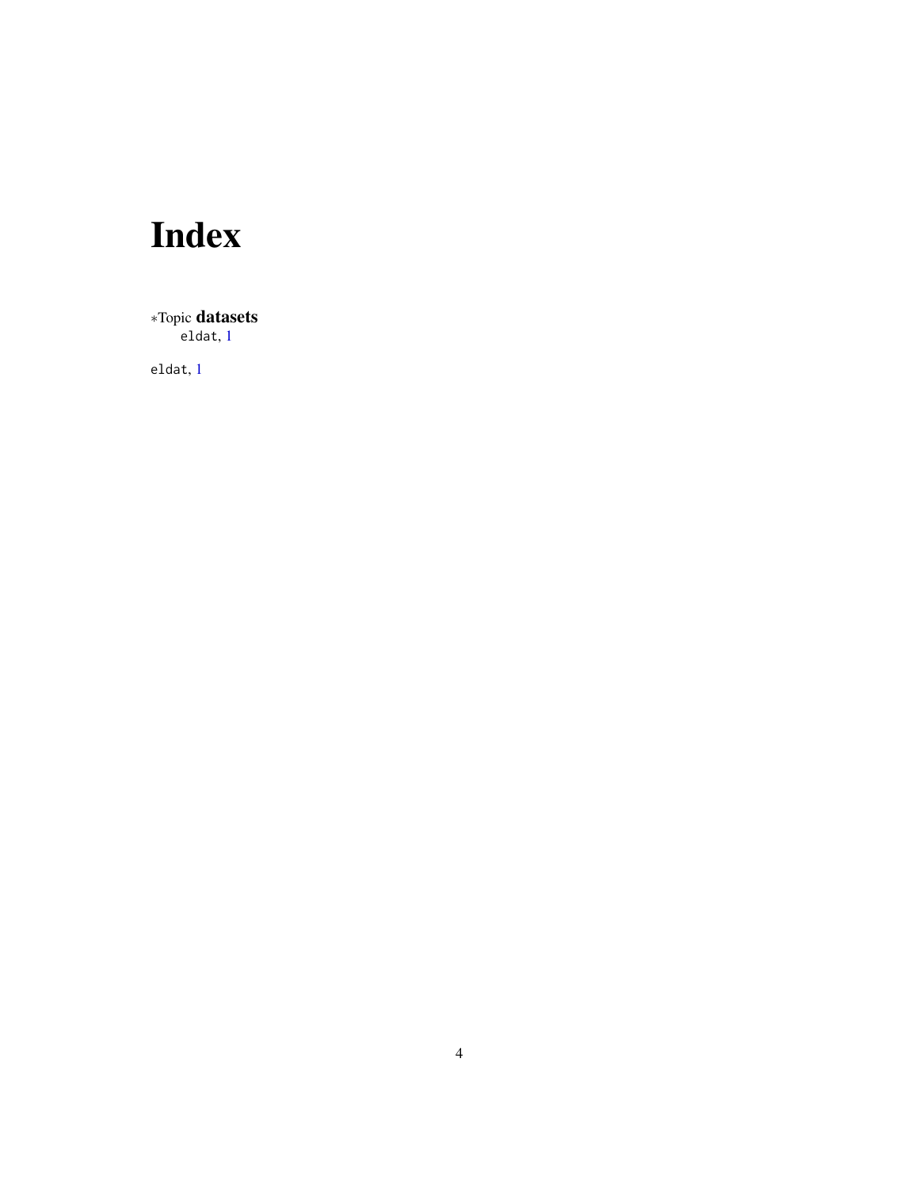# Index

*Topic **datasets**
    eldat, 1

eldat, 1